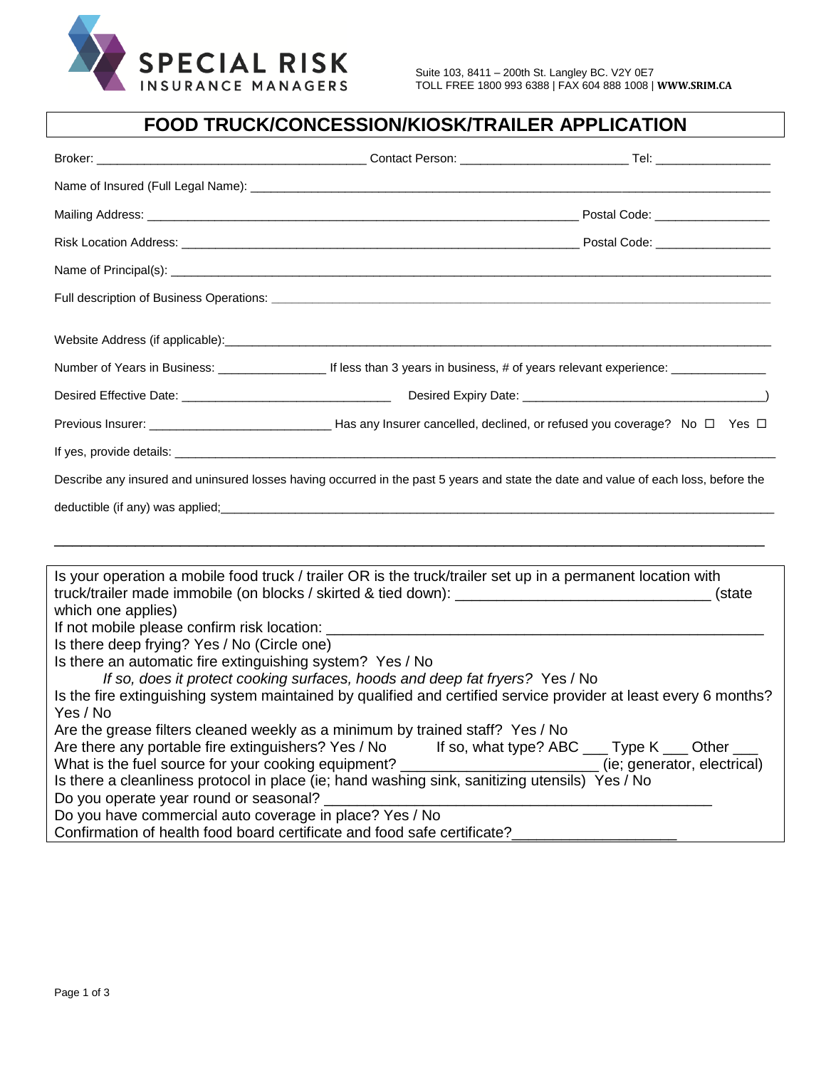SPECIAL RISK
INSURANCE MANAGERS

Suite 103, 8411 – 200th St. Langley BC. V2Y 0E7
TOLL FREE 1800 993 6388 | FAX 604 888 1008 | **WWW.SRIM.CA**

# FOOD TRUCK/CONCESSION/KIOSK/TRAILER APPLICATION

Broker: ______________________________________ Contact Person: ________________________ Tel: ________________

Name of Insured (Full Legal Name): ______________________________________________________________________________

Mailing Address: ______________________________________________________________ Postal Code: ________________

Risk Location Address: _________________________________________________________ Postal Code: ________________

Name of Principal(s): __________________________________________________________________________________________

Full description of Business Operations: __________________________________________________________________________

Website Address (if applicable):_____________________________________________________________________________

Number of Years in Business: _______________ If less than 3 years in business, # of years relevant experience: _____________

Desired Effective Date: ______________________________ Desired Expiry Date: ___________________________________)

Previous Insurer: __________________________ Has any Insurer cancelled, declined, or refused you coverage? No ☐ Yes ☐

If yes, provide details: ___________________________________________________________________________________________

Describe any insured and uninsured losses having occurred in the past 5 years and state the date and value of each loss, before the deductible (if any) was applied;_________________________________________________________________________________

___________________________________________________________________________________________________________

Is your operation a mobile food truck / trailer OR is the truck/trailer set up in a permanent location with truck/trailer made immobile (on blocks / skirted & tied down): ______________________________ (state which one applies)

If not mobile please confirm risk location: ______________________________________________________

Is there deep frying? Yes / No (Circle one)

Is there an automatic fire extinguishing system? Yes / No

*If so, does it protect cooking surfaces, hoods and deep fat fryers?* Yes / No

Is the fire extinguishing system maintained by qualified and certified service provider at least every 6 months? Yes / No

Are the grease filters cleaned weekly as a minimum by trained staff? Yes / No

Are there any portable fire extinguishers? Yes / No If so, what type? ABC ___ Type K ___ Other ___

What is the fuel source for your cooking equipment? _______________________ (ie; generator, electrical)

Is there a cleanliness protocol in place (ie; hand washing sink, sanitizing utensils) Yes / No

Do you operate year round or seasonal? ____________________________________________

Do you have commercial auto coverage in place? Yes / No

Confirmation of health food board certificate and food safe certificate?____________________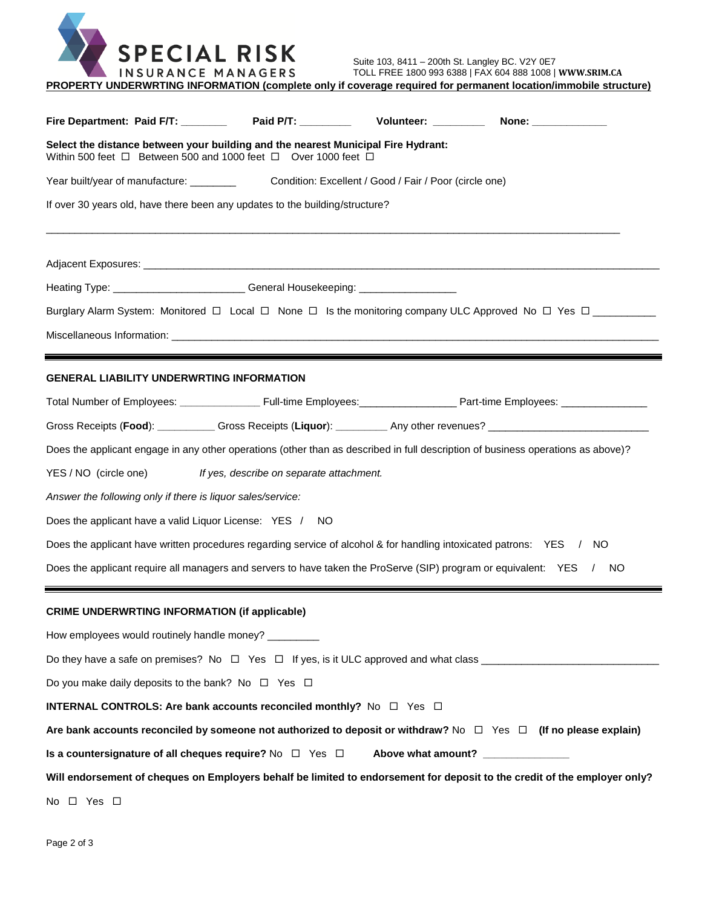SPECIAL RISK
INSURANCE MANAGERS

Suite 103, 8411 – 200th St. Langley BC. V2Y 0E7
TOLL FREE 1800 993 6388 | FAX 604 888 1008 | **WWW.SRIM.CA**

**PROPERTY UNDERWRTING INFORMATION (complete only if coverage required for permanent location/immobile structure)**

**Fire Department: Paid F/T:** ________ **Paid P/T:** _________ **Volunteer:** _________ **None:** _____________

**Select the distance between your building and the nearest Municipal Fire Hydrant:**
Within 500 feet ☐ Between 500 and 1000 feet ☐ Over 1000 feet ☐

Year built/year of manufacture: ________ Condition: Excellent / Good / Fair / Poor (circle one)

If over 30 years old, have there been any updates to the building/structure?

_____________________________________________________________________________________________

Adjacent Exposures: _____________________________________________________________________________

Heating Type: ______________________ General Housekeeping: _________________

Burglary Alarm System: Monitored ☐ Local ☐ None ☐ Is the monitoring company ULC Approved No ☐ Yes ☐ __________

Miscellaneous Information: ________________________________________________________________________

---

**GENERAL LIABILITY UNDERWRTING INFORMATION**

Total Number of Employees: ______________ Full-time Employees:________________ Part-time Employees: _______________

Gross Receipts (**Food**): __________ Gross Receipts (**Liquor**): _________ Any other revenues? ___________________________

Does the applicant engage in any other operations (other than as described in full description of business operations as above)?

YES / NO (circle one) *If yes, describe on separate attachment.*

*Answer the following only if there is liquor sales/service:*

Does the applicant have a valid Liquor License: YES / NO

Does the applicant have written procedures regarding service of alcohol & for handling intoxicated patrons: YES / NO

Does the applicant require all managers and servers to have taken the ProServe (SIP) program or equivalent: YES / NO

---

**CRIME UNDERWRTING INFORMATION (if applicable)**

How employees would routinely handle money? _________

Do they have a safe on premises? No ☐ Yes ☐ If yes, is it ULC approved and what class ______________________________

Do you make daily deposits to the bank? No ☐ Yes ☐

**INTERNAL CONTROLS: Are bank accounts reconciled monthly?** No ☐ Yes ☐

**Are bank accounts reconciled by someone not authorized to deposit or withdraw?** No ☐ Yes ☐ **(If no please explain)**

**Is a countersignature of all cheques require?** No ☐ Yes ☐ **Above what amount?** _______________

**Will endorsement of cheques on Employers behalf be limited to endorsement for deposit to the credit of the employer only?**

No ☐ Yes ☐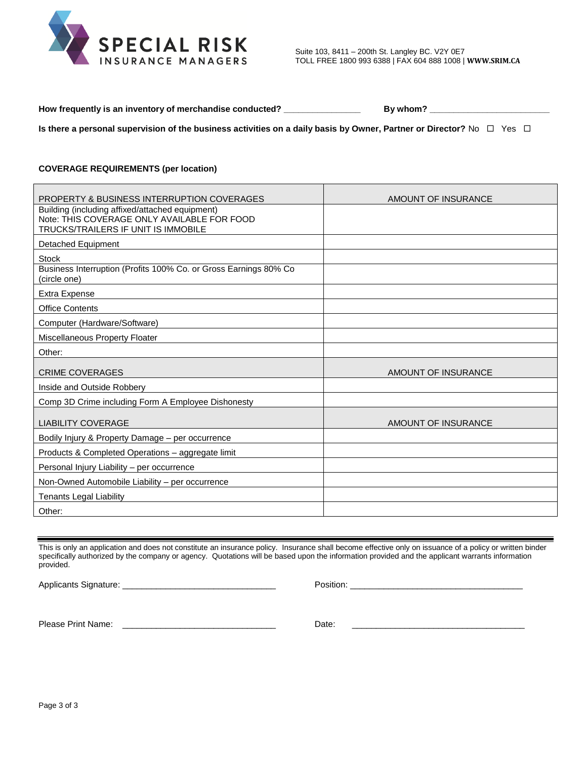SPECIAL RISK INSURANCE MANAGERS

Suite 103, 8411 – 200th St. Langley BC. V2Y 0E7
TOLL FREE 1800 993 6388 | FAX 604 888 1008 | **WWW.SRIM.CA**

**How frequently is an inventory of merchandise conducted?** _______________ **By whom?** ________________________

**Is there a personal supervision of the business activities on a daily basis by Owner, Partner or Director?** No ☐ Yes ☐

**COVERAGE REQUIREMENTS (per location)**

| PROPERTY & BUSINESS INTERRUPTION COVERAGES | AMOUNT OF INSURANCE |
|---|---|
| Building (including affixed/attached equipment)<br>Note: THIS COVERAGE ONLY AVAILABLE FOR FOOD TRUCKS/TRAILERS IF UNIT IS IMMOBILE | |
| Detached Equipment | |
| Stock | |
| Business Interruption (Profits 100% Co. or Gross Earnings 80% Co (circle one) | |
| Extra Expense | |
| Office Contents | |
| Computer (Hardware/Software) | |
| Miscellaneous Property Floater | |
| Other: | |
| CRIME COVERAGES | AMOUNT OF INSURANCE |
| Inside and Outside Robbery | |
| Comp 3D Crime including Form A Employee Dishonesty | |
| LIABILITY COVERAGE | AMOUNT OF INSURANCE |
| Bodily Injury & Property Damage – per occurrence | |
| Products & Completed Operations – aggregate limit | |
| Personal Injury Liability – per occurrence | |
| Non-Owned Automobile Liability – per occurrence | |
| Tenants Legal Liability | |
| Other: | |

---

This is only an application and does not constitute an insurance policy. Insurance shall become effective only on issuance of a policy or written binder specifically authorized by the company or agency. Quotations will be based upon the information provided and the applicant warrants information provided.

Applicants Signature: ________________________________ Position: ____________________________________

Please Print Name: ________________________________ Date: ____________________________________